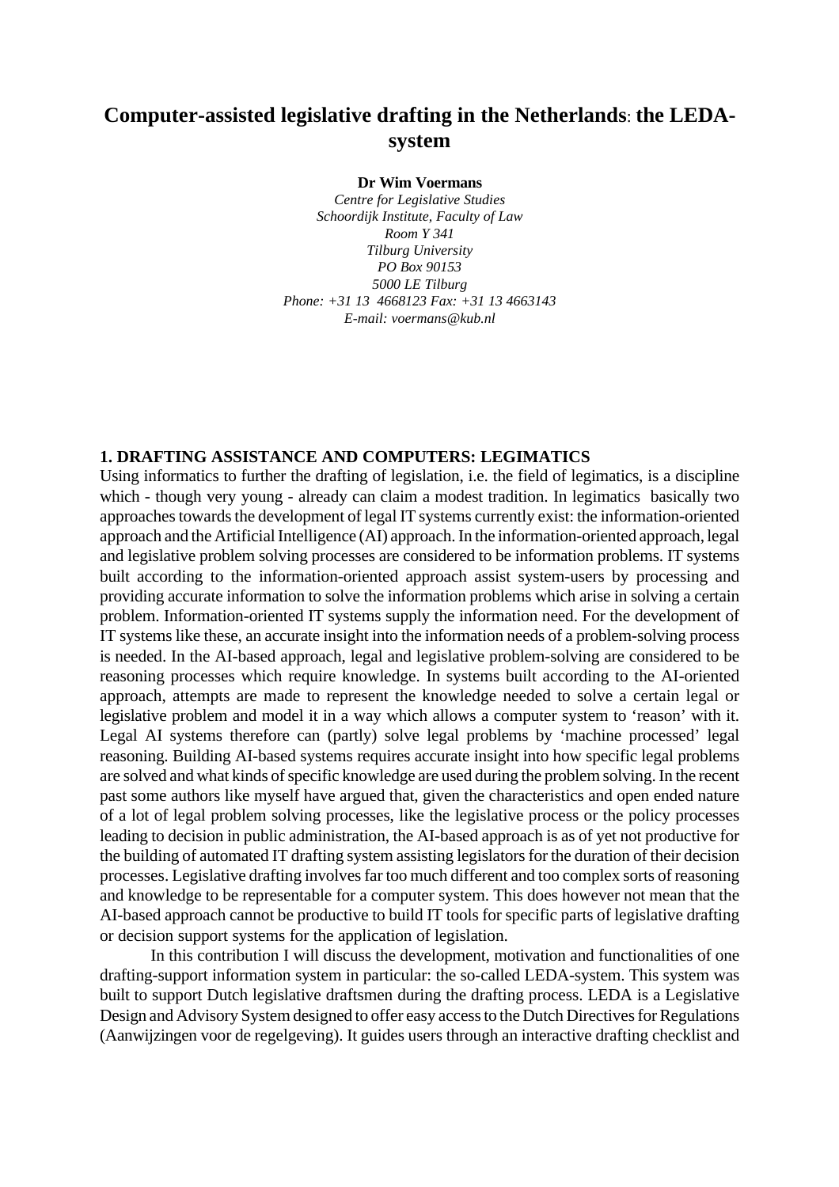# Computer-assisted legislative drafting in the Netherlands: the LEDA-system

**Dr Wim Voermans**

*Centre for Legislative Studies*
*Schoordijk Institute, Faculty of Law*
*Room Y 341*
*Tilburg University*
*PO Box 90153*
*5000 LE Tilburg*
*Phone: +31 13 4668123 Fax: +31 13 4663143*
*E-mail: voermans@kub.nl*

## 1. DRAFTING ASSISTANCE AND COMPUTERS: LEGIMATICS

Using informatics to further the drafting of legislation, i.e. the field of legimatics, is a discipline which - though very young - already can claim a modest tradition. In legimatics basically two approaches towards the development of legal IT systems currently exist: the information-oriented approach and the Artificial Intelligence (AI) approach. In the information-oriented approach, legal and legislative problem solving processes are considered to be information problems. IT systems built according to the information-oriented approach assist system-users by processing and providing accurate information to solve the information problems which arise in solving a certain problem. Information-oriented IT systems supply the information need. For the development of IT systems like these, an accurate insight into the information needs of a problem-solving process is needed. In the AI-based approach, legal and legislative problem-solving are considered to be reasoning processes which require knowledge. In systems built according to the AI-oriented approach, attempts are made to represent the knowledge needed to solve a certain legal or legislative problem and model it in a way which allows a computer system to 'reason' with it. Legal AI systems therefore can (partly) solve legal problems by 'machine processed' legal reasoning. Building AI-based systems requires accurate insight into how specific legal problems are solved and what kinds of specific knowledge are used during the problem solving. In the recent past some authors like myself have argued that, given the characteristics and open ended nature of a lot of legal problem solving processes, like the legislative process or the policy processes leading to decision in public administration, the AI-based approach is as of yet not productive for the building of automated IT drafting system assisting legislators for the duration of their decision processes. Legislative drafting involves far too much different and too complex sorts of reasoning and knowledge to be representable for a computer system. This does however not mean that the AI-based approach cannot be productive to build IT tools for specific parts of legislative drafting or decision support systems for the application of legislation.

In this contribution I will discuss the development, motivation and functionalities of one drafting-support information system in particular: the so-called LEDA-system. This system was built to support Dutch legislative draftsmen during the drafting process. LEDA is a Legislative Design and Advisory System designed to offer easy access to the Dutch Directives for Regulations (Aanwijzingen voor de regelgeving). It guides users through an interactive drafting checklist and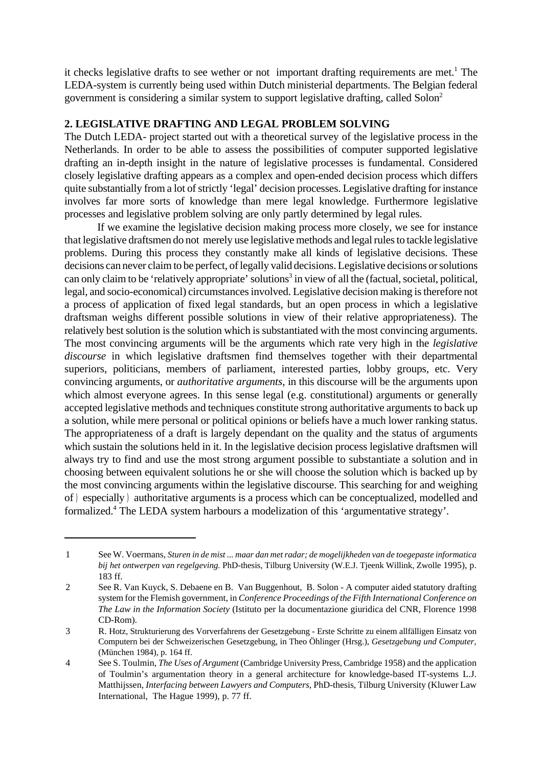it checks legislative drafts to see wether or not important drafting requirements are met.[1] The LEDA-system is currently being used within Dutch ministerial departments. The Belgian federal government is considering a similar system to support legislative drafting, called Solon[2]

## 2. LEGISLATIVE DRAFTING AND LEGAL PROBLEM SOLVING

The Dutch LEDA- project started out with a theoretical survey of the legislative process in the Netherlands. In order to be able to assess the possibilities of computer supported legislative drafting an in-depth insight in the nature of legislative processes is fundamental. Considered closely legislative drafting appears as a complex and open-ended decision process which differs quite substantially from a lot of strictly 'legal' decision processes. Legislative drafting for instance involves far more sorts of knowledge than mere legal knowledge. Furthermore legislative processes and legislative problem solving are only partly determined by legal rules.

If we examine the legislative decision making process more closely, we see for instance that legislative draftsmen do not merely use legislative methods and legal rules to tackle legislative problems. During this process they constantly make all kinds of legislative decisions. These decisions can never claim to be perfect, of legally valid decisions. Legislative decisions or solutions can only claim to be 'relatively appropriate' solutions[3] in view of all the (factual, societal, political, legal, and socio-economical) circumstances involved. Legislative decision making is therefore not a process of application of fixed legal standards, but an open process in which a legislative draftsman weighs different possible solutions in view of their relative appropriateness). The relatively best solution is the solution which is substantiated with the most convincing arguments. The most convincing arguments will be the arguments which rate very high in the *legislative discourse* in which legislative draftsmen find themselves together with their departmental superiors, politicians, members of parliament, interested parties, lobby groups, etc. Very convincing arguments, or *authoritative arguments*, in this discourse will be the arguments upon which almost everyone agrees. In this sense legal (e.g. constitutional) arguments or generally accepted legislative methods and techniques constitute strong authoritative arguments to back up a solution, while mere personal or political opinions or beliefs have a much lower ranking status. The appropriateness of a draft is largely dependant on the quality and the status of arguments which sustain the solutions held in it. In the legislative decision process legislative draftsmen will always try to find and use the most strong argument possible to substantiate a solution and in choosing between equivalent solutions he or she will choose the solution which is backed up by the most convincing arguments within the legislative discourse. This searching for and weighing of ) especially ) authoritative arguments is a process which can be conceptualized, modelled and formalized.[4] The LEDA system harbours a modelization of this 'argumentative strategy'.

---

1 See W. Voermans, *Sturen in de mist ... maar dan met radar; de mogelijkheden van de toegepaste informatica bij het ontwerpen van regelgeving.* PhD-thesis, Tilburg University (W.E.J. Tjeenk Willink, Zwolle 1995), p. 183 ff.

2 See R. Van Kuyck, S. Debaene en B. Van Buggenhout, B. Solon - A computer aided statutory drafting system for the Flemish government, in *Conference Proceedings of the Fifth International Conference on The Law in the Information Society* (Istituto per la documentazione giuridica del CNR, Florence 1998 CD-Rom).

3 R. Hotz, Strukturierung des Vorverfahrens der Gesetzgebung - Erste Schritte zu einem allfälligen Einsatz von Computern bei der Schweizerischen Gesetzgebung, in Theo Öhlinger (Hrsg.), *Gesetzgebung und Computer*, (München 1984), p. 164 ff.

4 See S. Toulmin, *The Uses of Argument* (Cambridge University Press, Cambridge 1958) and the application of Toulmin's argumentation theory in a general architecture for knowledge-based IT-systems L.J. Matthijssen, *Interfacing between Lawyers and Computers*, PhD-thesis, Tilburg University (Kluwer Law International, The Hague 1999), p. 77 ff.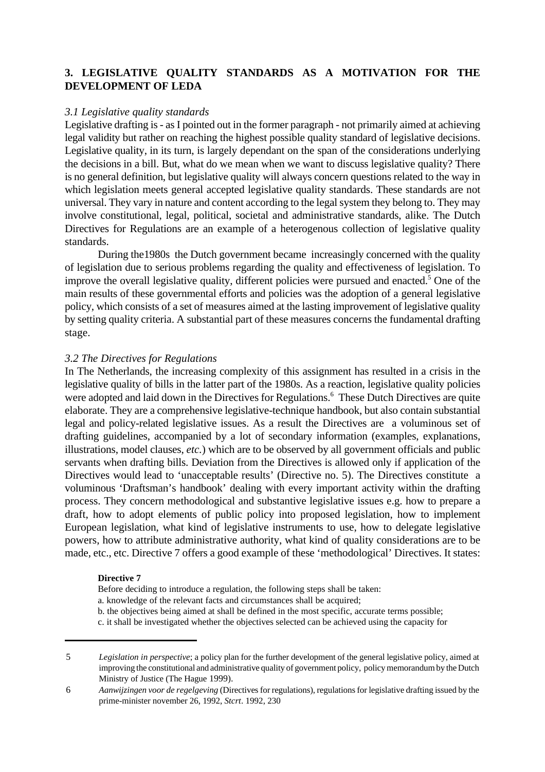## 3. LEGISLATIVE QUALITY STANDARDS AS A MOTIVATION FOR THE DEVELOPMENT OF LEDA

### *3.1 Legislative quality standards*

Legislative drafting is - as I pointed out in the former paragraph - not primarily aimed at achieving legal validity but rather on reaching the highest possible quality standard of legislative decisions. Legislative quality, in its turn, is largely dependant on the span of the considerations underlying the decisions in a bill. But, what do we mean when we want to discuss legislative quality? There is no general definition, but legislative quality will always concern questions related to the way in which legislation meets general accepted legislative quality standards. These standards are not universal. They vary in nature and content according to the legal system they belong to. They may involve constitutional, legal, political, societal and administrative standards, alike. The Dutch Directives for Regulations are an example of a heterogenous collection of legislative quality standards.

During the1980s the Dutch government became increasingly concerned with the quality of legislation due to serious problems regarding the quality and effectiveness of legislation. To improve the overall legislative quality, different policies were pursued and enacted.[5] One of the main results of these governmental efforts and policies was the adoption of a general legislative policy, which consists of a set of measures aimed at the lasting improvement of legislative quality by setting quality criteria. A substantial part of these measures concerns the fundamental drafting stage.

### *3.2 The Directives for Regulations*

In The Netherlands, the increasing complexity of this assignment has resulted in a crisis in the legislative quality of bills in the latter part of the 1980s. As a reaction, legislative quality policies were adopted and laid down in the Directives for Regulations.[6] These Dutch Directives are quite elaborate. They are a comprehensive legislative-technique handbook, but also contain substantial legal and policy-related legislative issues. As a result the Directives are a voluminous set of drafting guidelines, accompanied by a lot of secondary information (examples, explanations, illustrations, model clauses, *etc.*) which are to be observed by all government officials and public servants when drafting bills. Deviation from the Directives is allowed only if application of the Directives would lead to 'unacceptable results' (Directive no. 5). The Directives constitute a voluminous 'Draftsman's handbook' dealing with every important activity within the drafting process. They concern methodological and substantive legislative issues e.g. how to prepare a draft, how to adopt elements of public policy into proposed legislation, how to implement European legislation, what kind of legislative instruments to use, how to delegate legislative powers, how to attribute administrative authority, what kind of quality considerations are to be made, etc., etc. Directive 7 offers a good example of these 'methodological' Directives. It states:

> **Directive 7**
> Before deciding to introduce a regulation, the following steps shall be taken:
> a. knowledge of the relevant facts and circumstances shall be acquired;
> b. the objectives being aimed at shall be defined in the most specific, accurate terms possible;
> c. it shall be investigated whether the objectives selected can be achieved using the capacity for

---

5 *Legislation in perspective*; a policy plan for the further development of the general legislative policy, aimed at improving the constitutional and administrative quality of government policy, policy memorandum by the Dutch Ministry of Justice (The Hague 1999).

6 *Aanwijzingen voor de regelgeving* (Directives for regulations), regulations for legislative drafting issued by the prime-minister november 26, 1992, *Stcrt*. 1992, 230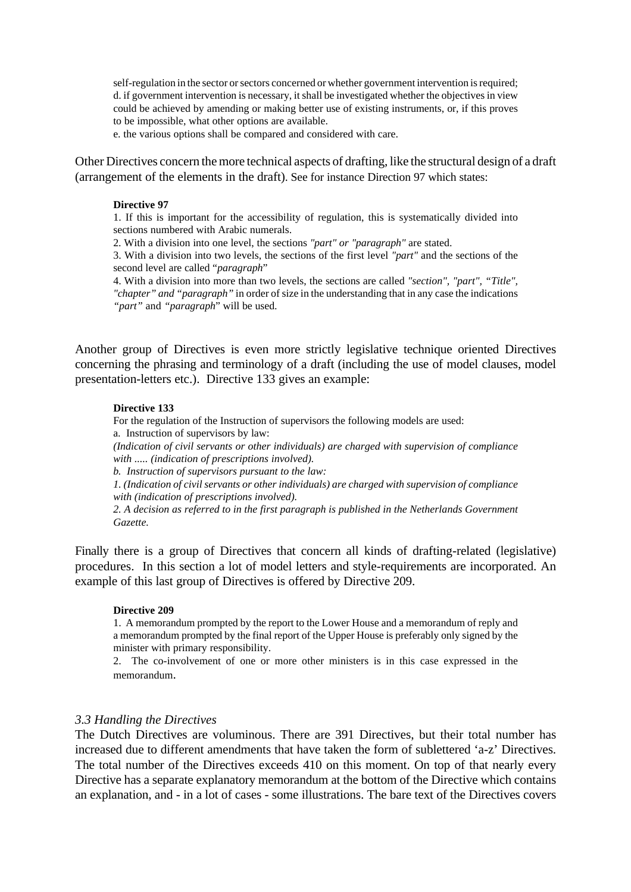self-regulation in the sector or sectors concerned or whether government intervention is required;
d. if government intervention is necessary, it shall be investigated whether the objectives in view could be achieved by amending or making better use of existing instruments, or, if this proves to be impossible, what other options are available.
e. the various options shall be compared and considered with care.

Other Directives concern the more technical aspects of drafting, like the structural design of a draft (arrangement of the elements in the draft). See for instance Direction 97 which states:

> **Directive 97**
> 1. If this is important for the accessibility of regulation, this is systematically divided into sections numbered with Arabic numerals.
> 2. With a division into one level, the sections *"part" or "paragraph"* are stated.
> 3. With a division into two levels, the sections of the first level *"part"* and the sections of the second level are called "*paragraph*"
> 4. With a division into more than two levels, the sections are called *"section", "part", "Title", "chapter" and "paragraph"* in order of size in the understanding that in any case the indications *"part"* and *"paragraph*" will be used.

Another group of Directives is even more strictly legislative technique oriented Directives concerning the phrasing and terminology of a draft (including the use of model clauses, model presentation-letters etc.). Directive 133 gives an example:

> **Directive 133**
> For the regulation of the Instruction of supervisors the following models are used:
> a. Instruction of supervisors by law:
> *(Indication of civil servants or other individuals) are charged with supervision of compliance with ..... (indication of prescriptions involved).*
> *b. Instruction of supervisors pursuant to the law:*
> *1. (Indication of civil servants or other individuals) are charged with supervision of compliance with (indication of prescriptions involved).*
> *2. A decision as referred to in the first paragraph is published in the Netherlands Government Gazette.*

Finally there is a group of Directives that concern all kinds of drafting-related (legislative) procedures. In this section a lot of model letters and style-requirements are incorporated. An example of this last group of Directives is offered by Directive 209.

> **Directive 209**
> 1. A memorandum prompted by the report to the Lower House and a memorandum of reply and a memorandum prompted by the final report of the Upper House is preferably only signed by the minister with primary responsibility.
> 2. The co-involvement of one or more other ministers is in this case expressed in the memorandum.

### *3.3 Handling the Directives*

The Dutch Directives are voluminous. There are 391 Directives, but their total number has increased due to different amendments that have taken the form of sublettered 'a-z' Directives. The total number of the Directives exceeds 410 on this moment. On top of that nearly every Directive has a separate explanatory memorandum at the bottom of the Directive which contains an explanation, and - in a lot of cases - some illustrations. The bare text of the Directives covers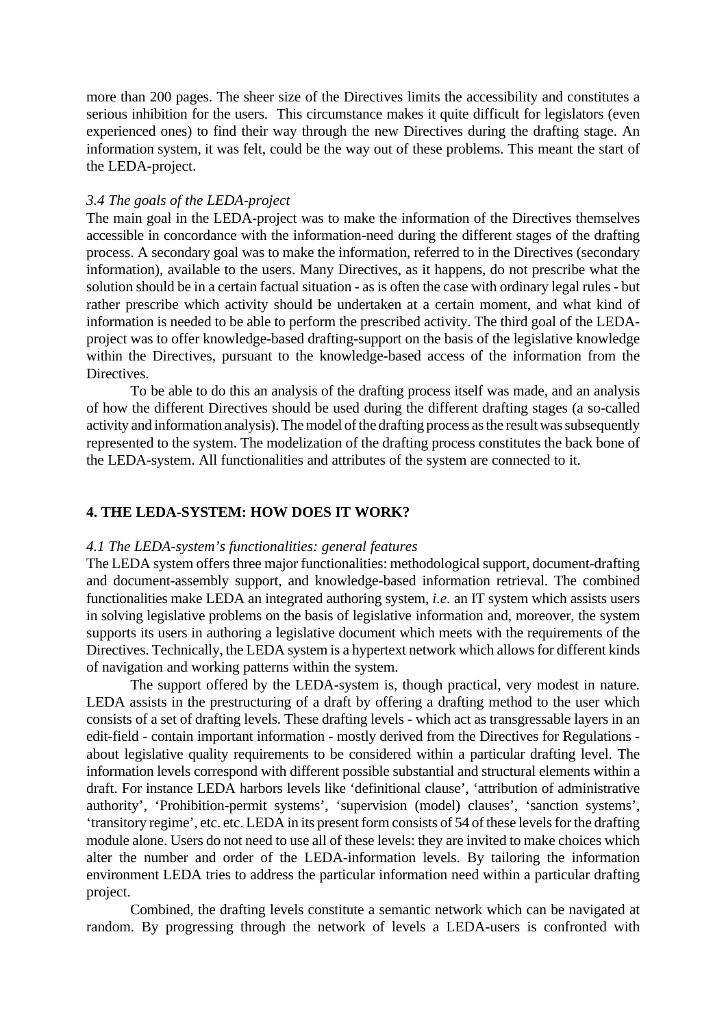more than 200 pages. The sheer size of the Directives limits the accessibility and constitutes a serious inhibition for the users. This circumstance makes it quite difficult for legislators (even experienced ones) to find their way through the new Directives during the drafting stage. An information system, it was felt, could be the way out of these problems. This meant the start of the LEDA-project.

### *3.4 The goals of the LEDA-project*

The main goal in the LEDA-project was to make the information of the Directives themselves accessible in concordance with the information-need during the different stages of the drafting process. A secondary goal was to make the information, referred to in the Directives (secondary information), available to the users. Many Directives, as it happens, do not prescribe what the solution should be in a certain factual situation - as is often the case with ordinary legal rules - but rather prescribe which activity should be undertaken at a certain moment, and what kind of information is needed to be able to perform the prescribed activity. The third goal of the LEDA-project was to offer knowledge-based drafting-support on the basis of the legislative knowledge within the Directives, pursuant to the knowledge-based access of the information from the Directives.

To be able to do this an analysis of the drafting process itself was made, and an analysis of how the different Directives should be used during the different drafting stages (a so-called activity and information analysis). The model of the drafting process as the result was subsequently represented to the system. The modelization of the drafting process constitutes the back bone of the LEDA-system. All functionalities and attributes of the system are connected to it.

## 4. THE LEDA-SYSTEM: HOW DOES IT WORK?

### *4.1 The LEDA-system's functionalities: general features*

The LEDA system offers three major functionalities: methodological support, document-drafting and document-assembly support, and knowledge-based information retrieval. The combined functionalities make LEDA an integrated authoring system, *i.e*. an IT system which assists users in solving legislative problems on the basis of legislative information and, moreover, the system supports its users in authoring a legislative document which meets with the requirements of the Directives. Technically, the LEDA system is a hypertext network which allows for different kinds of navigation and working patterns within the system.

The support offered by the LEDA-system is, though practical, very modest in nature. LEDA assists in the prestructuring of a draft by offering a drafting method to the user which consists of a set of drafting levels. These drafting levels - which act as transgressable layers in an edit-field - contain important information - mostly derived from the Directives for Regulations - about legislative quality requirements to be considered within a particular drafting level. The information levels correspond with different possible substantial and structural elements within a draft. For instance LEDA harbors levels like 'definitional clause', 'attribution of administrative authority', 'Prohibition-permit systems', 'supervision (model) clauses', 'sanction systems', 'transitory regime', etc. etc. LEDA in its present form consists of 54 of these levels for the drafting module alone. Users do not need to use all of these levels: they are invited to make choices which alter the number and order of the LEDA-information levels. By tailoring the information environment LEDA tries to address the particular information need within a particular drafting project.

Combined, the drafting levels constitute a semantic network which can be navigated at random. By progressing through the network of levels a LEDA-users is confronted with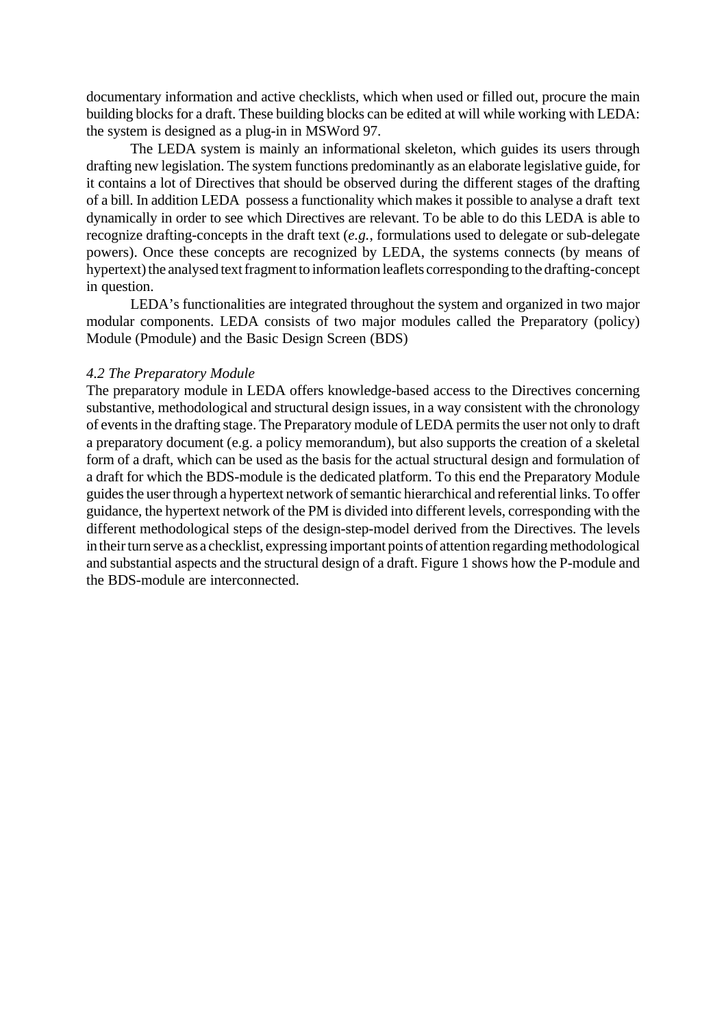documentary information and active checklists, which when used or filled out, procure the main building blocks for a draft. These building blocks can be edited at will while working with LEDA: the system is designed as a plug-in in MSWord 97.

The LEDA system is mainly an informational skeleton, which guides its users through drafting new legislation. The system functions predominantly as an elaborate legislative guide, for it contains a lot of Directives that should be observed during the different stages of the drafting of a bill. In addition LEDA possess a functionality which makes it possible to analyse a draft text dynamically in order to see which Directives are relevant. To be able to do this LEDA is able to recognize drafting-concepts in the draft text (*e.g.*, formulations used to delegate or sub-delegate powers). Once these concepts are recognized by LEDA, the systems connects (by means of hypertext) the analysed text fragment to information leaflets corresponding to the drafting-concept in question.

LEDA's functionalities are integrated throughout the system and organized in two major modular components. LEDA consists of two major modules called the Preparatory (policy) Module (Pmodule) and the Basic Design Screen (BDS)

*4.2 The Preparatory Module*

The preparatory module in LEDA offers knowledge-based access to the Directives concerning substantive, methodological and structural design issues, in a way consistent with the chronology of events in the drafting stage. The Preparatory module of LEDA permits the user not only to draft a preparatory document (e.g. a policy memorandum), but also supports the creation of a skeletal form of a draft, which can be used as the basis for the actual structural design and formulation of a draft for which the BDS-module is the dedicated platform. To this end the Preparatory Module guides the user through a hypertext network of semantic hierarchical and referential links. To offer guidance, the hypertext network of the PM is divided into different levels, corresponding with the different methodological steps of the design-step-model derived from the Directives. The levels in their turn serve as a checklist, expressing important points of attention regarding methodological and substantial aspects and the structural design of a draft. Figure 1 shows how the P-module and the BDS-module are interconnected.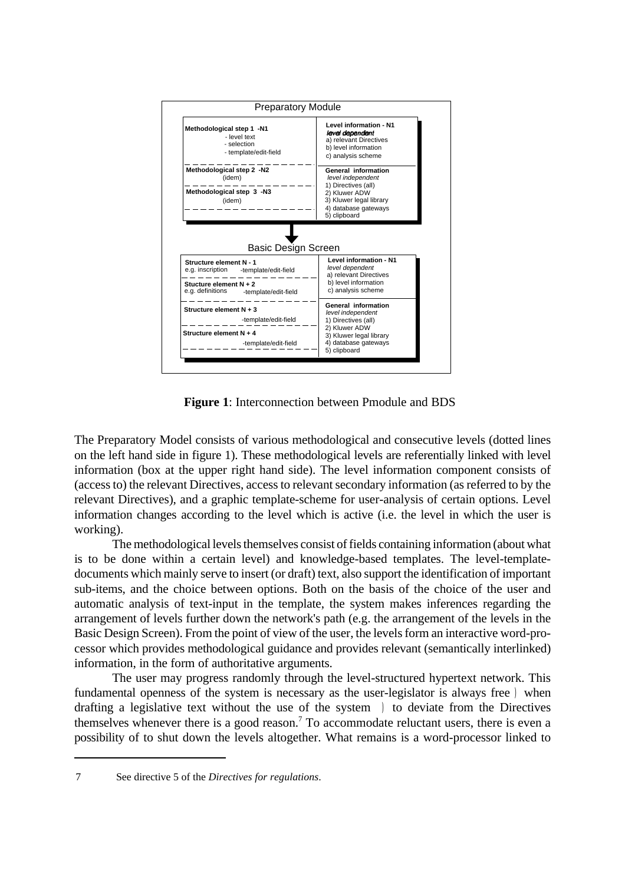Preparatory Module

| Methodological steps | Information |
| --- | --- |
| **Methodological step 1 -N1**<br>- level text<br>- selection<br>- template/edit-field | **Level information - N1**<br>*level dependent*<br>a) relevant Directives<br>b) level information<br>c) analysis scheme |
| **Methodological step 2 -N2**<br>(idem)<br>**Methodological step 3 -N3**<br>(idem) | **General information**<br>*level independent*<br>1) Directives (all)<br>2) Kluwer ADW<br>3) Kluwer legal library<br>4) database gateways<br>5) clipboard |

Basic Design Screen

| Structure elements | Information |
| --- | --- |
| **Structure element N - 1**<br>e.g. inscription -template/edit-field<br>**Stucture element N + 2**<br>e.g. definitions -template/edit-field | **Level information - N1**<br>*level dependent*<br>a) relevant Directives<br>b) level information<br>c) analysis scheme |
| **Structure element N + 3**<br>-template/edit-field<br>**Structure element N + 4**<br>-template/edit-field | **General information**<br>*level independent*<br>1) Directives (all)<br>2) Kluwer ADW<br>3) Kluwer legal library<br>4) database gateways<br>5) clipboard |

**Figure 1**: Interconnection between Pmodule and BDS

The Preparatory Model consists of various methodological and consecutive levels (dotted lines on the left hand side in figure 1). These methodological levels are referentially linked with level information (box at the upper right hand side). The level information component consists of (access to) the relevant Directives, access to relevant secondary information (as referred to by the relevant Directives), and a graphic template-scheme for user-analysis of certain options. Level information changes according to the level which is active (i.e. the level in which the user is working).

The methodological levels themselves consist of fields containing information (about what is to be done within a certain level) and knowledge-based templates. The level-template-documents which mainly serve to insert (or draft) text, also support the identification of important sub-items, and the choice between options. Both on the basis of the choice of the user and automatic analysis of text-input in the template, the system makes inferences regarding the arrangement of levels further down the network's path (e.g. the arrangement of the levels in the Basic Design Screen). From the point of view of the user, the levels form an interactive word-processor which provides methodological guidance and provides relevant (semantically interlinked) information, in the form of authoritative arguments.

The user may progress randomly through the level-structured hypertext network. This fundamental openness of the system is necessary as the user-legislator is always free ) when drafting a legislative text without the use of the system ) to deviate from the Directives themselves whenever there is a good reason.[7] To accommodate reluctant users, there is even a possibility of to shut down the levels altogether. What remains is a word-processor linked to

7 See directive 5 of the *Directives for regulations*.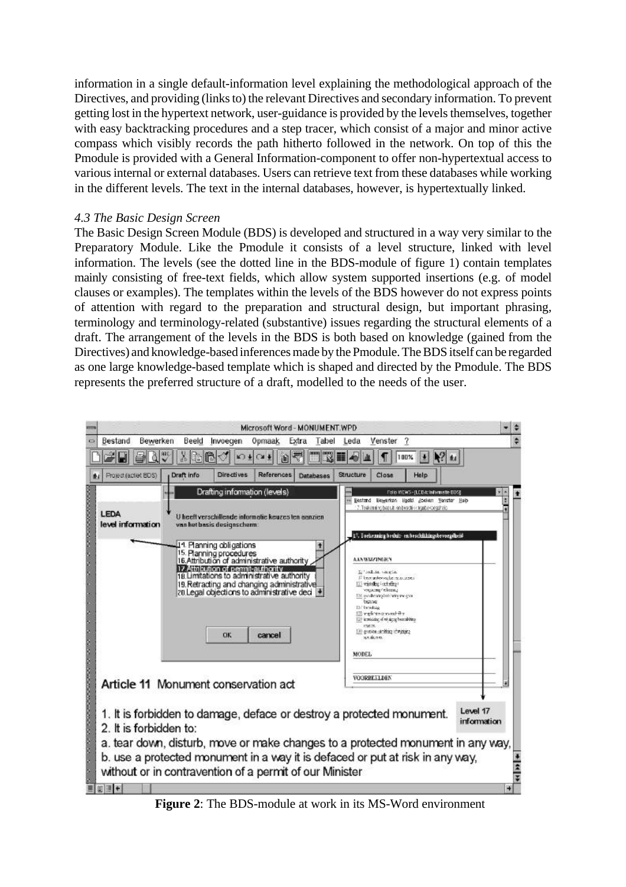information in a single default-information level explaining the methodological approach of the Directives, and providing (links to) the relevant Directives and secondary information. To prevent getting lost in the hypertext network, user-guidance is provided by the levels themselves, together with easy backtracking procedures and a step tracer, which consist of a major and minor active compass which visibly records the path hitherto followed in the network. On top of this the Pmodule is provided with a General Information-component to offer non-hypertextual access to various internal or external databases. Users can retrieve text from these databases while working in the different levels. The text in the internal databases, however, is hypertextually linked.

*4.3 The Basic Design Screen*

The Basic Design Screen Module (BDS) is developed and structured in a way very similar to the Preparatory Module. Like the Pmodule it consists of a level structure, linked with level information. The levels (see the dotted line in the BDS-module of figure 1) contain templates mainly consisting of free-text fields, which allow system supported insertions (e.g. of model clauses or examples). The templates within the levels of the BDS however do not express points of attention with regard to the preparation and structural design, but important phrasing, terminology and terminology-related (substantive) issues regarding the structural elements of a draft. The arrangement of the levels in the BDS is both based on knowledge (gained from the Directives) and knowledge-based inferences made by the Pmodule. The BDS itself can be regarded as one large knowledge-based template which is shaped and directed by the Pmodule. The BDS represents the preferred structure of a draft, modelled to the needs of the user.

**Figure 2**: The BDS-module at work in its MS-Word environment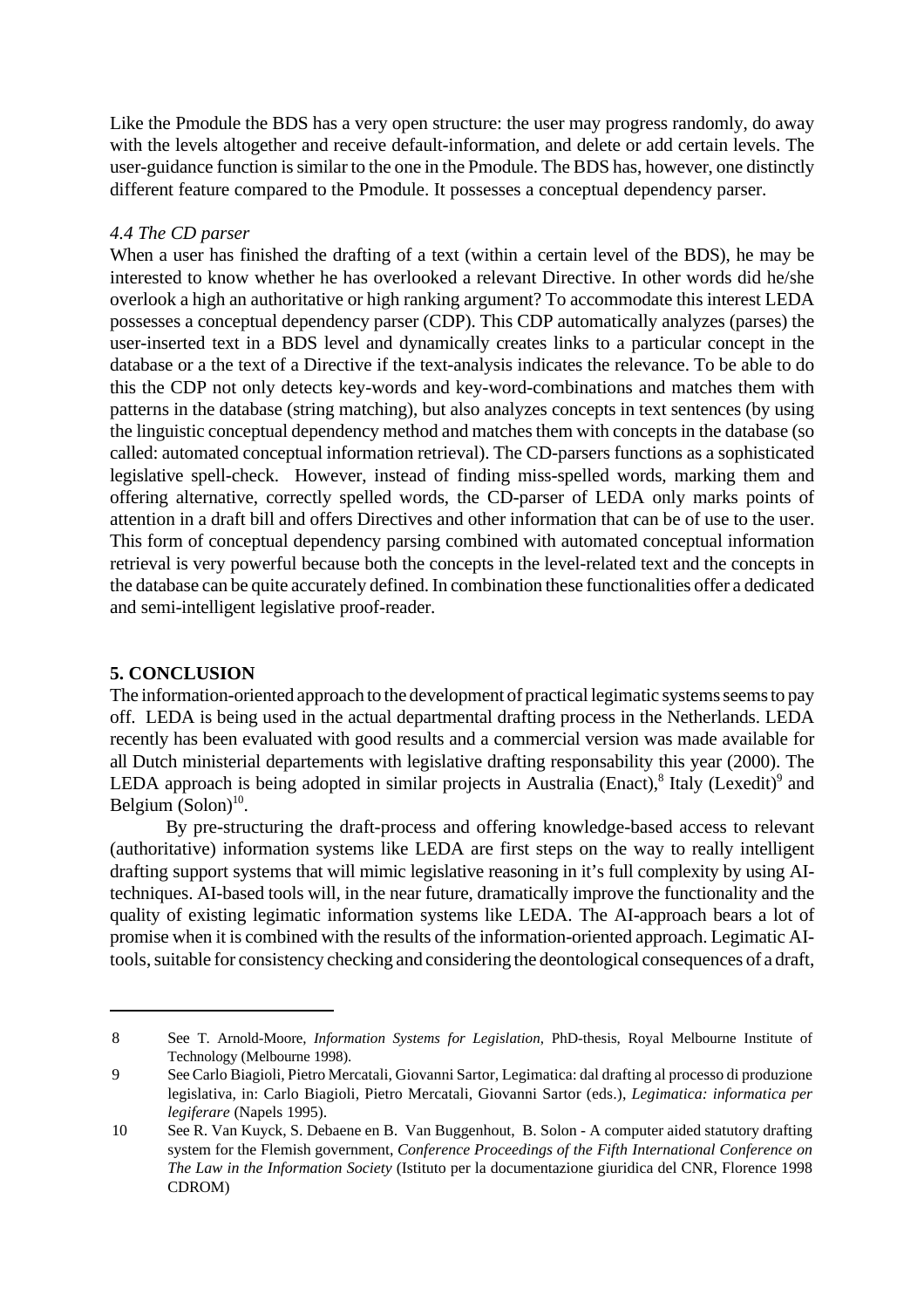Like the Pmodule the BDS has a very open structure: the user may progress randomly, do away with the levels altogether and receive default-information, and delete or add certain levels. The user-guidance function is similar to the one in the Pmodule. The BDS has, however, one distinctly different feature compared to the Pmodule. It possesses a conceptual dependency parser.

### *4.4 The CD parser*

When a user has finished the drafting of a text (within a certain level of the BDS), he may be interested to know whether he has overlooked a relevant Directive. In other words did he/she overlook a high an authoritative or high ranking argument? To accommodate this interest LEDA possesses a conceptual dependency parser (CDP). This CDP automatically analyzes (parses) the user-inserted text in a BDS level and dynamically creates links to a particular concept in the database or a the text of a Directive if the text-analysis indicates the relevance. To be able to do this the CDP not only detects key-words and key-word-combinations and matches them with patterns in the database (string matching), but also analyzes concepts in text sentences (by using the linguistic conceptual dependency method and matches them with concepts in the database (so called: automated conceptual information retrieval). The CD-parsers functions as a sophisticated legislative spell-check. However, instead of finding miss-spelled words, marking them and offering alternative, correctly spelled words, the CD-parser of LEDA only marks points of attention in a draft bill and offers Directives and other information that can be of use to the user. This form of conceptual dependency parsing combined with automated conceptual information retrieval is very powerful because both the concepts in the level-related text and the concepts in the database can be quite accurately defined. In combination these functionalities offer a dedicated and semi-intelligent legislative proof-reader.

## 5. CONCLUSION

The information-oriented approach to the development of practical legimatic systems seems to pay off. LEDA is being used in the actual departmental drafting process in the Netherlands. LEDA recently has been evaluated with good results and a commercial version was made available for all Dutch ministerial departements with legislative drafting responsability this year (2000). The LEDA approach is being adopted in similar projects in Australia (Enact),[8] Italy (Lexedit)[9] and Belgium (Solon)[10].

By pre-structuring the draft-process and offering knowledge-based access to relevant (authoritative) information systems like LEDA are first steps on the way to really intelligent drafting support systems that will mimic legislative reasoning in it's full complexity by using AI-techniques. AI-based tools will, in the near future, dramatically improve the functionality and the quality of existing legimatic information systems like LEDA. The AI-approach bears a lot of promise when it is combined with the results of the information-oriented approach. Legimatic AI-tools, suitable for consistency checking and considering the deontological consequences of a draft,

---

8 See T. Arnold-Moore, *Information Systems for Legislation*, PhD-thesis, Royal Melbourne Institute of Technology (Melbourne 1998).

9 See Carlo Biagioli, Pietro Mercatali, Giovanni Sartor, Legimatica: dal drafting al processo di produzione legislativa, in: Carlo Biagioli, Pietro Mercatali, Giovanni Sartor (eds.), *Legimatica: informatica per legiferare* (Napels 1995).

10 See R. Van Kuyck, S. Debaene en B. Van Buggenhout, B. Solon - A computer aided statutory drafting system for the Flemish government, *Conference Proceedings of the Fifth International Conference on The Law in the Information Society* (Istituto per la documentazione giuridica del CNR, Florence 1998 CDROM)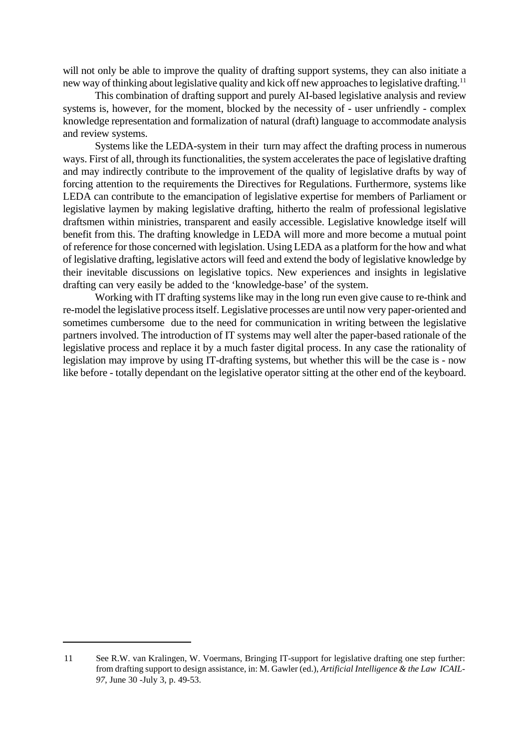will not only be able to improve the quality of drafting support systems, they can also initiate a new way of thinking about legislative quality and kick off new approaches to legislative drafting.[11]

This combination of drafting support and purely AI-based legislative analysis and review systems is, however, for the moment, blocked by the necessity of - user unfriendly - complex knowledge representation and formalization of natural (draft) language to accommodate analysis and review systems.

Systems like the LEDA-system in their turn may affect the drafting process in numerous ways. First of all, through its functionalities, the system accelerates the pace of legislative drafting and may indirectly contribute to the improvement of the quality of legislative drafts by way of forcing attention to the requirements the Directives for Regulations. Furthermore, systems like LEDA can contribute to the emancipation of legislative expertise for members of Parliament or legislative laymen by making legislative drafting, hitherto the realm of professional legislative draftsmen within ministries, transparent and easily accessible. Legislative knowledge itself will benefit from this. The drafting knowledge in LEDA will more and more become a mutual point of reference for those concerned with legislation. Using LEDA as a platform for the how and what of legislative drafting, legislative actors will feed and extend the body of legislative knowledge by their inevitable discussions on legislative topics. New experiences and insights in legislative drafting can very easily be added to the 'knowledge-base' of the system.

Working with IT drafting systems like may in the long run even give cause to re-think and re-model the legislative process itself. Legislative processes are until now very paper-oriented and sometimes cumbersome due to the need for communication in writing between the legislative partners involved. The introduction of IT systems may well alter the paper-based rationale of the legislative process and replace it by a much faster digital process. In any case the rationality of legislation may improve by using IT-drafting systems, but whether this will be the case is - now like before - totally dependant on the legislative operator sitting at the other end of the keyboard.

---

11 See R.W. van Kralingen, W. Voermans, Bringing IT-support for legislative drafting one step further: from drafting support to design assistance, in: M. Gawler (ed.), *Artificial Intelligence & the Law ICAIL-97*, June 30 -July 3, p. 49-53.